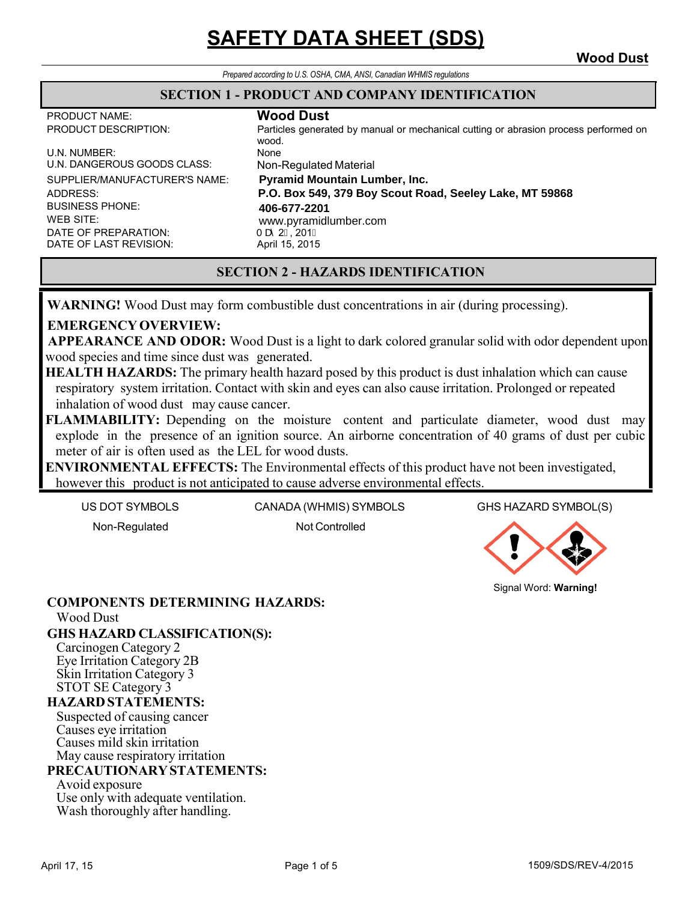# SAFETY DATA SHEET (SDS)

**Wood Dust**

*Prepared according to U.S. OSHA, CMA, ANSI, Canadian WHMIS regulations*

## SECTION 1 - PRODUCT AND COMPANY IDENTIFICATION

| | |
|---|---|
| PRODUCT NAME: | **Wood Dust** |
| PRODUCT DESCRIPTION: | Particles generated by manual or mechanical cutting or abrasion process performed on wood. |
| U.N. NUMBER: | None |
| U.N. DANGEROUS GOODS CLASS: | Non-Regulated Material |
| SUPPLIER/MANUFACTURER'S NAME: | **Pyramid Mountain Lumber, Inc.** |
| ADDRESS: | **P.O. Box 549, 379 Boy Scout Road, Seeley Lake, MT 59868** |
| BUSINESS PHONE: | **406-677-2201** |
| WEB SITE: | www.pyramidlumber.com |
| DATE OF PREPARATION: | 0 D\ 2, 201 |
| DATE OF LAST REVISION: | April 15, 2015 |

## SECTION 2 - HAZARDS IDENTIFICATION

**WARNING!** Wood Dust may form combustible dust concentrations in air (during processing).

**EMERGENCY OVERVIEW:**

**APPEARANCE AND ODOR:** Wood Dust is a light to dark colored granular solid with odor dependent upon wood species and time since dust was generated.

**HEALTH HAZARDS:** The primary health hazard posed by this product is dust inhalation which can cause respiratory system irritation. Contact with skin and eyes can also cause irritation. Prolonged or repeated inhalation of wood dust may cause cancer.

**FLAMMABILITY:** Depending on the moisture content and particulate diameter, wood dust may explode in the presence of an ignition source. An airborne concentration of 40 grams of dust per cubic meter of air is often used as the LEL for wood dusts.

**ENVIRONMENTAL EFFECTS:** The Environmental effects of this product have not been investigated, however this product is not anticipated to cause adverse environmental effects.

| US DOT SYMBOLS | CANADA (WHMIS) SYMBOLS | GHS HAZARD SYMBOL(S) |
|---|---|---|
| Non-Regulated | Not Controlled | Signal Word: **Warning!** |

**COMPONENTS DETERMINING HAZARDS:**

Wood Dust

**GHS HAZARD CLASSIFICATION(S):**

Carcinogen Category 2
Eye Irritation Category 2B
Skin Irritation Category 3
STOT SE Category 3

**HAZARD STATEMENTS:**

Suspected of causing cancer
Causes eye irritation
Causes mild skin irritation
May cause respiratory irritation

**PRECAUTIONARY STATEMENTS:**

Avoid exposure
Use only with adequate ventilation.
Wash thoroughly after handling.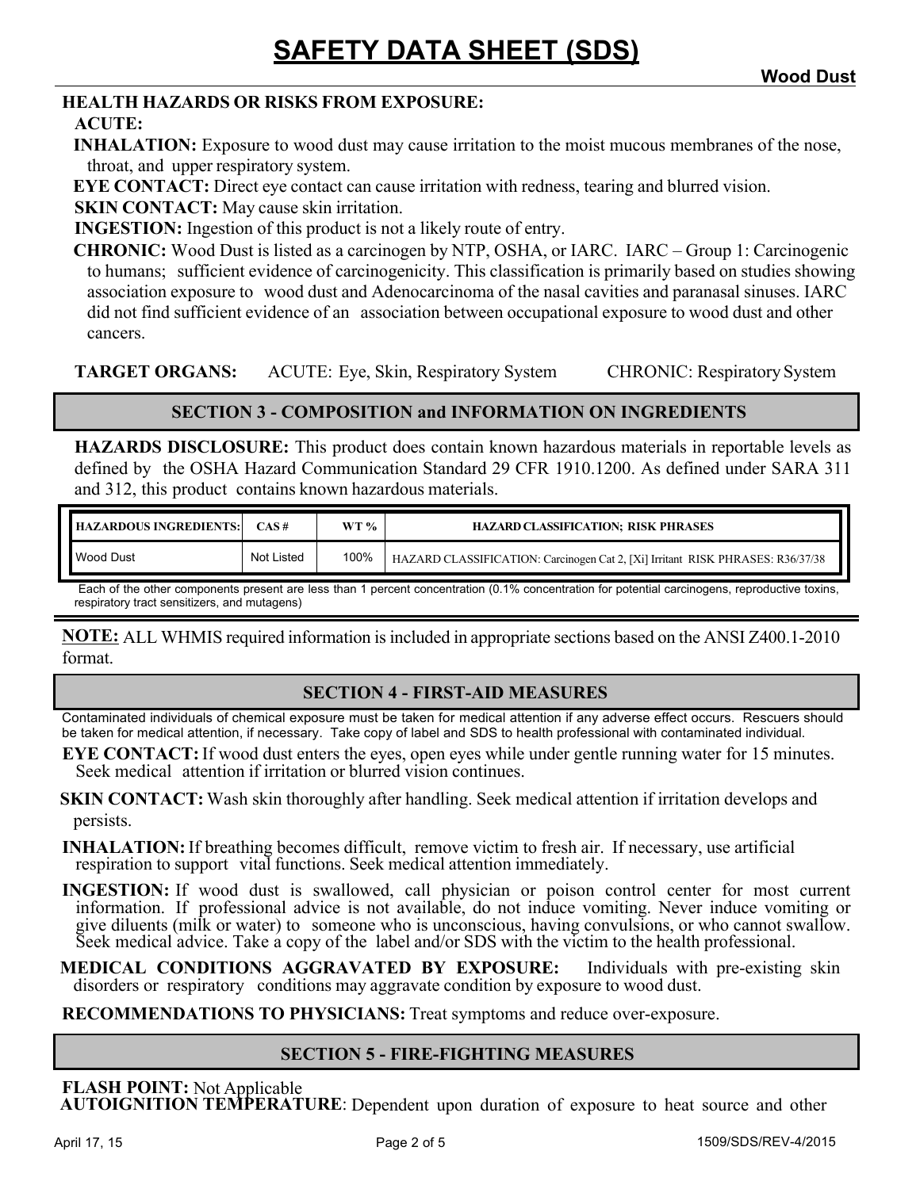**HEALTH HAZARDS OR RISKS FROM EXPOSURE:**

**ACUTE:**

**INHALATION:** Exposure to wood dust may cause irritation to the moist mucous membranes of the nose, throat, and upper respiratory system.

**EYE CONTACT:** Direct eye contact can cause irritation with redness, tearing and blurred vision.

**SKIN CONTACT:** May cause skin irritation.

**INGESTION:** Ingestion of this product is not a likely route of entry.

**CHRONIC:** Wood Dust is listed as a carcinogen by NTP, OSHA, or IARC. IARC – Group 1: Carcinogenic to humans; sufficient evidence of carcinogenicity. This classification is primarily based on studies showing association exposure to wood dust and Adenocarcinoma of the nasal cavities and paranasal sinuses. IARC did not find sufficient evidence of an association between occupational exposure to wood dust and other cancers.

**TARGET ORGANS:** ACUTE: Eye, Skin, Respiratory System CHRONIC: Respiratory System

## SECTION 3 - COMPOSITION and INFORMATION ON INGREDIENTS

**HAZARDS DISCLOSURE:** This product does contain known hazardous materials in reportable levels as defined by the OSHA Hazard Communication Standard 29 CFR 1910.1200. As defined under SARA 311 and 312, this product contains known hazardous materials.

| HAZARDOUS INGREDIENTS: | CAS # | WT % | HAZARD CLASSIFICATION; RISK PHRASES |
|---|---|---|---|
| Wood Dust | Not Listed | 100% | HAZARD CLASSIFICATION: Carcinogen Cat 2, [Xi] Irritant RISK PHRASES: R36/37/38 |

Each of the other components present are less than 1 percent concentration (0.1% concentration for potential carcinogens, reproductive toxins, respiratory tract sensitizers, and mutagens)

**NOTE:** ALL WHMIS required information is included in appropriate sections based on the ANSI Z400.1-2010 format.

## SECTION 4 - FIRST-AID MEASURES

Contaminated individuals of chemical exposure must be taken for medical attention if any adverse effect occurs. Rescuers should be taken for medical attention, if necessary. Take copy of label and SDS to health professional with contaminated individual.

**EYE CONTACT:** If wood dust enters the eyes, open eyes while under gentle running water for 15 minutes. Seek medical attention if irritation or blurred vision continues.

**SKIN CONTACT:** Wash skin thoroughly after handling. Seek medical attention if irritation develops and persists.

**INHALATION:** If breathing becomes difficult, remove victim to fresh air. If necessary, use artificial respiration to support vital functions. Seek medical attention immediately.

**INGESTION:** If wood dust is swallowed, call physician or poison control center for most current information. If professional advice is not available, do not induce vomiting. Never induce vomiting or give diluents (milk or water) to someone who is unconscious, having convulsions, or who cannot swallow. Seek medical advice. Take a copy of the label and/or SDS with the victim to the health professional.

**MEDICAL CONDITIONS AGGRAVATED BY EXPOSURE:** Individuals with pre-existing skin disorders or respiratory conditions may aggravate condition by exposure to wood dust.

**RECOMMENDATIONS TO PHYSICIANS:** Treat symptoms and reduce over-exposure.

## SECTION 5 - FIRE-FIGHTING MEASURES

**FLASH POINT:** Not Applicable

**AUTOIGNITION TEMPERATURE**: Dependent upon duration of exposure to heat source and other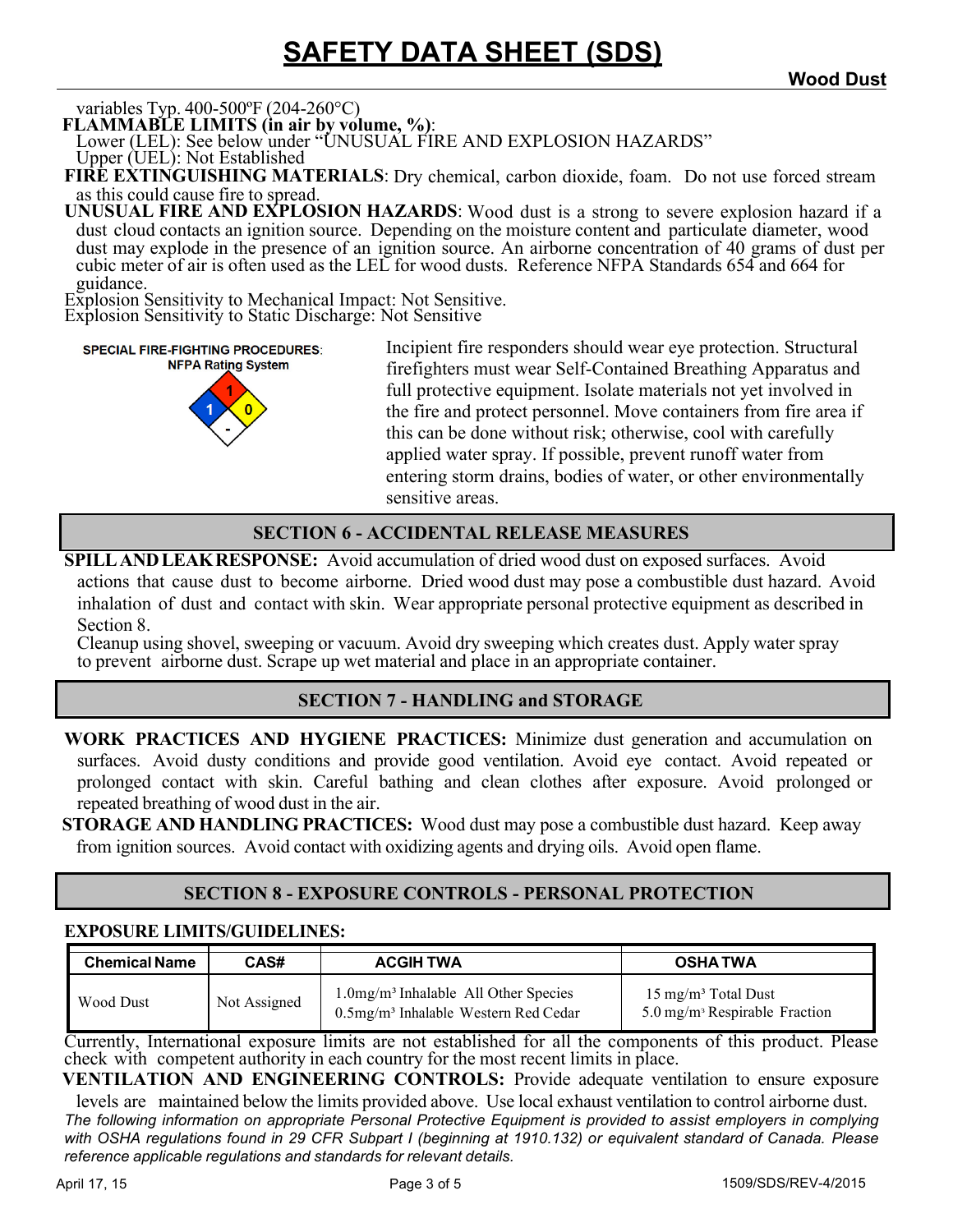variables Typ. 400-500ºF (204-260°C)

**FLAMMABLE LIMITS (in air by volume, %)**:
Lower (LEL): See below under "UNUSUAL FIRE AND EXPLOSION HAZARDS"
Upper (UEL): Not Established

**FIRE EXTINGUISHING MATERIALS**: Dry chemical, carbon dioxide, foam. Do not use forced stream as this could cause fire to spread.

**UNUSUAL FIRE AND EXPLOSION HAZARDS**: Wood dust is a strong to severe explosion hazard if a dust cloud contacts an ignition source. Depending on the moisture content and particulate diameter, wood dust may explode in the presence of an ignition source. An airborne concentration of 40 grams of dust per cubic meter of air is often used as the LEL for wood dusts. Reference NFPA Standards 654 and 664 for guidance.

Explosion Sensitivity to Mechanical Impact: Not Sensitive.
Explosion Sensitivity to Static Discharge: Not Sensitive

**SPECIAL FIRE-FIGHTING PROCEDURES:**

**NFPA Rating System**

Health: 1, Flammability: 1, Reactivity: 0, Special: -

Incipient fire responders should wear eye protection. Structural firefighters must wear Self-Contained Breathing Apparatus and full protective equipment. Isolate materials not yet involved in the fire and protect personnel. Move containers from fire area if this can be done without risk; otherwise, cool with carefully applied water spray. If possible, prevent runoff water from entering storm drains, bodies of water, or other environmentally sensitive areas.

## SECTION 6 - ACCIDENTAL RELEASE MEASURES

**SPILL AND LEAK RESPONSE:** Avoid accumulation of dried wood dust on exposed surfaces. Avoid actions that cause dust to become airborne. Dried wood dust may pose a combustible dust hazard. Avoid inhalation of dust and contact with skin. Wear appropriate personal protective equipment as described in Section 8.

Cleanup using shovel, sweeping or vacuum. Avoid dry sweeping which creates dust. Apply water spray to prevent airborne dust. Scrape up wet material and place in an appropriate container.

## SECTION 7 - HANDLING and STORAGE

**WORK PRACTICES AND HYGIENE PRACTICES:** Minimize dust generation and accumulation on surfaces. Avoid dusty conditions and provide good ventilation. Avoid eye contact. Avoid repeated or prolonged contact with skin. Careful bathing and clean clothes after exposure. Avoid prolonged or repeated breathing of wood dust in the air.

**STORAGE AND HANDLING PRACTICES:** Wood dust may pose a combustible dust hazard. Keep away from ignition sources. Avoid contact with oxidizing agents and drying oils. Avoid open flame.

## SECTION 8 - EXPOSURE CONTROLS - PERSONAL PROTECTION

**EXPOSURE LIMITS/GUIDELINES:**

| Chemical Name | CAS# | ACGIH TWA | OSHA TWA |
|---|---|---|---|
| Wood Dust | Not Assigned | 1.0mg/m³ Inhalable All Other Species<br>0.5mg/m³ Inhalable Western Red Cedar | 15 mg/m³ Total Dust<br>5.0 mg/m³ Respirable Fraction |

Currently, International exposure limits are not established for all the components of this product. Please check with competent authority in each country for the most recent limits in place.

**VENTILATION AND ENGINEERING CONTROLS:** Provide adequate ventilation to ensure exposure levels are maintained below the limits provided above. Use local exhaust ventilation to control airborne dust.

*The following information on appropriate Personal Protective Equipment is provided to assist employers in complying with OSHA regulations found in 29 CFR Subpart I (beginning at 1910.132) or equivalent standard of Canada. Please reference applicable regulations and standards for relevant details.*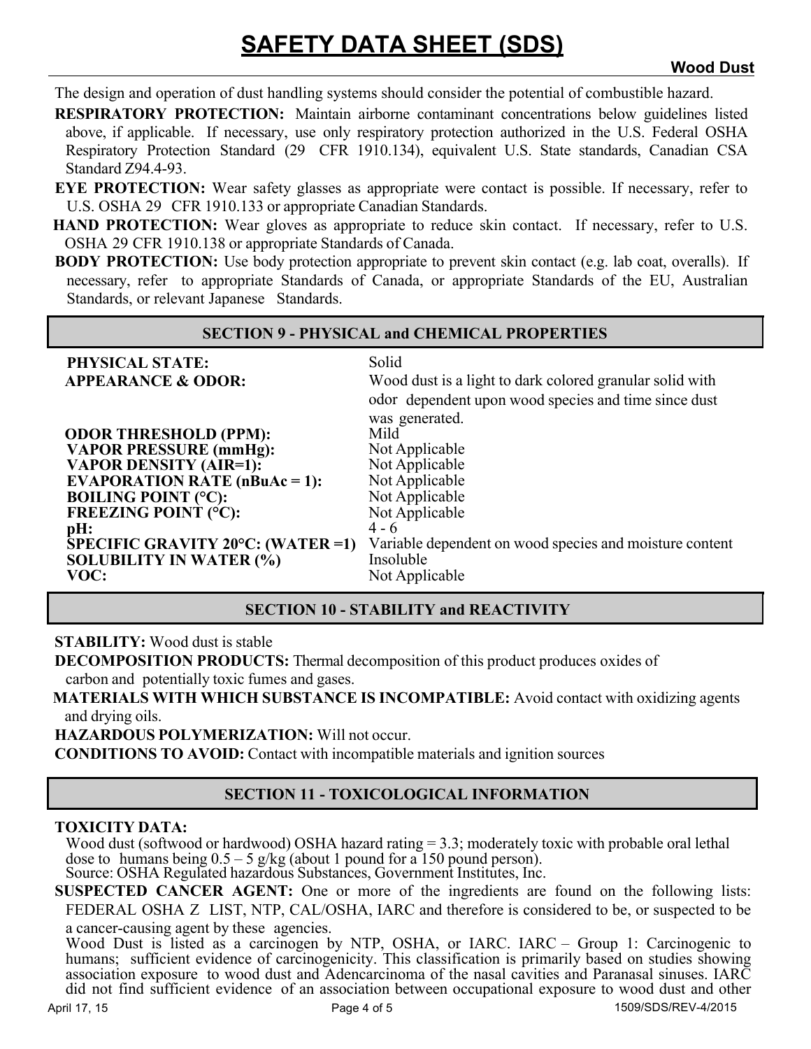The design and operation of dust handling systems should consider the potential of combustible hazard.

**RESPIRATORY PROTECTION:** Maintain airborne contaminant concentrations below guidelines listed above, if applicable. If necessary, use only respiratory protection authorized in the U.S. Federal OSHA Respiratory Protection Standard (29 CFR 1910.134), equivalent U.S. State standards, Canadian CSA Standard Z94.4-93.

**EYE PROTECTION:** Wear safety glasses as appropriate were contact is possible. If necessary, refer to U.S. OSHA 29 CFR 1910.133 or appropriate Canadian Standards.

**HAND PROTECTION:** Wear gloves as appropriate to reduce skin contact. If necessary, refer to U.S. OSHA 29 CFR 1910.138 or appropriate Standards of Canada.

**BODY PROTECTION:** Use body protection appropriate to prevent skin contact (e.g. lab coat, overalls). If necessary, refer to appropriate Standards of Canada, or appropriate Standards of the EU, Australian Standards, or relevant Japanese Standards.

## SECTION 9 - PHYSICAL and CHEMICAL PROPERTIES

| | |
|---|---|
| **PHYSICAL STATE:** | Solid |
| **APPEARANCE & ODOR:** | Wood dust is a light to dark colored granular solid with odor dependent upon wood species and time since dust was generated. |
| **ODOR THRESHOLD (PPM):** | Mild |
| **VAPOR PRESSURE (mmHg):** | Not Applicable |
| **VAPOR DENSITY (AIR=1):** | Not Applicable |
| **EVAPORATION RATE (nBuAc = 1):** | Not Applicable |
| **BOILING POINT (°C):** | Not Applicable |
| **FREEZING POINT (°C):** | Not Applicable |
| **pH:** | 4 - 6 |
| **SPECIFIC GRAVITY 20°C: (WATER =1)** | Variable dependent on wood species and moisture content |
| **SOLUBILITY IN WATER (%)** | Insoluble |
| **VOC:** | Not Applicable |

## SECTION 10 - STABILITY and REACTIVITY

**STABILITY:** Wood dust is stable

**DECOMPOSITION PRODUCTS:** Thermal decomposition of this product produces oxides of carbon and potentially toxic fumes and gases.

**MATERIALS WITH WHICH SUBSTANCE IS INCOMPATIBLE:** Avoid contact with oxidizing agents and drying oils.

**HAZARDOUS POLYMERIZATION:** Will not occur.

**CONDITIONS TO AVOID:** Contact with incompatible materials and ignition sources

## SECTION 11 - TOXICOLOGICAL INFORMATION

**TOXICITY DATA:**

Wood dust (softwood or hardwood) OSHA hazard rating = 3.3; moderately toxic with probable oral lethal dose to humans being 0.5 – 5 g/kg (about 1 pound for a 150 pound person).
Source: OSHA Regulated hazardous Substances, Government Institutes, Inc.

**SUSPECTED CANCER AGENT:** One or more of the ingredients are found on the following lists: FEDERAL OSHA Z LIST, NTP, CAL/OSHA, IARC and therefore is considered to be, or suspected to be a cancer-causing agent by these agencies.

Wood Dust is listed as a carcinogen by NTP, OSHA, or IARC. IARC – Group 1: Carcinogenic to humans; sufficient evidence of carcinogenicity. This classification is primarily based on studies showing association exposure to wood dust and Adencarcinoma of the nasal cavities and Paranasal sinuses. IARC did not find sufficient evidence of an association between occupational exposure to wood dust and other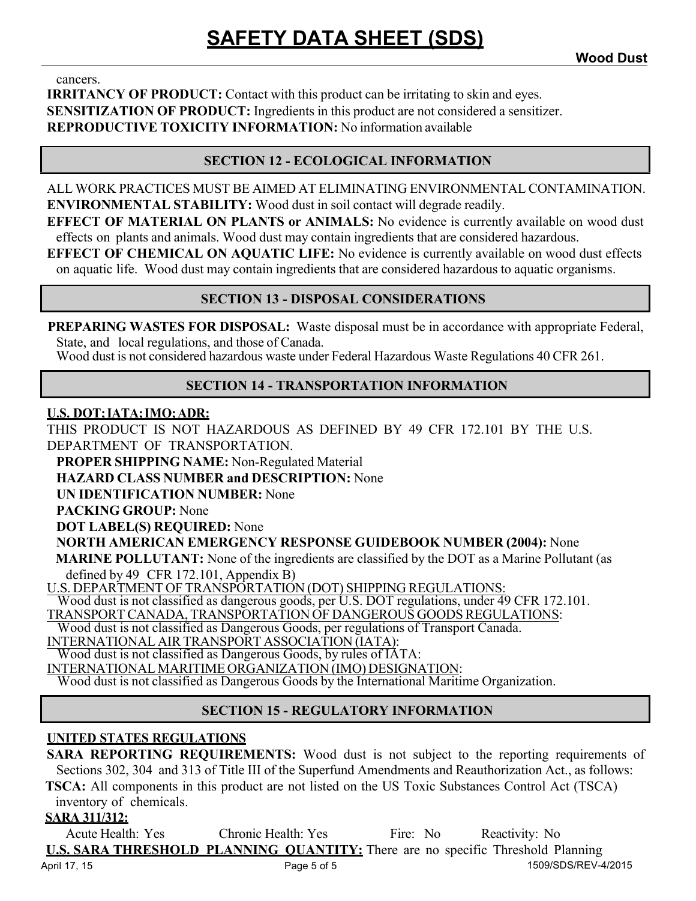cancers.

**IRRITANCY OF PRODUCT:** Contact with this product can be irritating to skin and eyes.
**SENSITIZATION OF PRODUCT:** Ingredients in this product are not considered a sensitizer.
**REPRODUCTIVE TOXICITY INFORMATION:** No information available

## SECTION 12 - ECOLOGICAL INFORMATION

ALL WORK PRACTICES MUST BE AIMED AT ELIMINATING ENVIRONMENTAL CONTAMINATION.
**ENVIRONMENTAL STABILITY:** Wood dust in soil contact will degrade readily.
**EFFECT OF MATERIAL ON PLANTS or ANIMALS:** No evidence is currently available on wood dust effects on plants and animals. Wood dust may contain ingredients that are considered hazardous.
**EFFECT OF CHEMICAL ON AQUATIC LIFE:** No evidence is currently available on wood dust effects on aquatic life. Wood dust may contain ingredients that are considered hazardous to aquatic organisms.

## SECTION 13 - DISPOSAL CONSIDERATIONS

**PREPARING WASTES FOR DISPOSAL:** Waste disposal must be in accordance with appropriate Federal, State, and local regulations, and those of Canada.
Wood dust is not considered hazardous waste under Federal Hazardous Waste Regulations 40 CFR 261.

## SECTION 14 - TRANSPORTATION INFORMATION

**U.S. DOT; IATA; IMO; ADR:**

THIS PRODUCT IS NOT HAZARDOUS AS DEFINED BY 49 CFR 172.101 BY THE U.S. DEPARTMENT OF TRANSPORTATION.

**PROPER SHIPPING NAME:** Non-Regulated Material
**HAZARD CLASS NUMBER and DESCRIPTION:** None
**UN IDENTIFICATION NUMBER:** None
**PACKING GROUP:** None
**DOT LABEL(S) REQUIRED:** None
**NORTH AMERICAN EMERGENCY RESPONSE GUIDEBOOK NUMBER (2004):** None
**MARINE POLLUTANT:** None of the ingredients are classified by the DOT as a Marine Pollutant (as defined by 49 CFR 172.101, Appendix B)

U.S. DEPARTMENT OF TRANSPORTATION (DOT) SHIPPING REGULATIONS:
Wood dust is not classified as dangerous goods, per U.S. DOT regulations, under 49 CFR 172.101.
TRANSPORT CANADA, TRANSPORTATION OF DANGEROUS GOODS REGULATIONS:
Wood dust is not classified as Dangerous Goods, per regulations of Transport Canada.
INTERNATIONAL AIR TRANSPORT ASSOCIATION (IATA):
Wood dust is not classified as Dangerous Goods, by rules of IATA:
INTERNATIONAL MARITIME ORGANIZATION (IMO) DESIGNATION:
Wood dust is not classified as Dangerous Goods by the International Maritime Organization.

## SECTION 15 - REGULATORY INFORMATION

**UNITED STATES REGULATIONS**

**SARA REPORTING REQUIREMENTS:** Wood dust is not subject to the reporting requirements of Sections 302, 304 and 313 of Title III of the Superfund Amendments and Reauthorization Act., as follows:
**TSCA:** All components in this product are not listed on the US Toxic Substances Control Act (TSCA) inventory of chemicals.

**SARA 311/312:**

Acute Health: Yes    Chronic Health: Yes    Fire: No    Reactivity: No

**U.S. SARA THRESHOLD PLANNING QUANTITY:** There are no specific Threshold Planning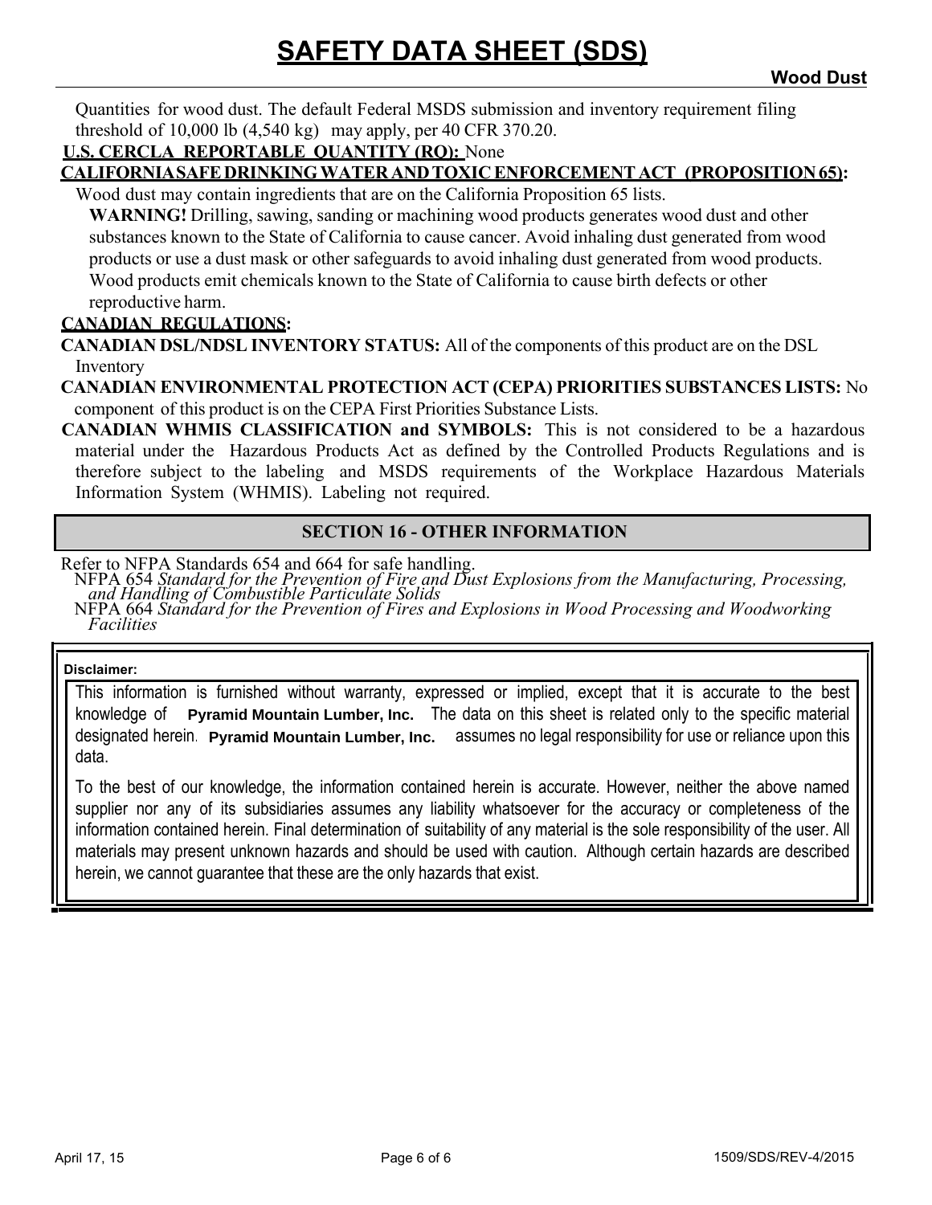Quantities for wood dust. The default Federal MSDS submission and inventory requirement filing threshold of 10,000 lb (4,540 kg) may apply, per 40 CFR 370.20.

**U.S. CERCLA REPORTABLE QUANTITY (RQ):** None

**CALIFORNIA SAFE DRINKING WATER AND TOXIC ENFORCEMENT ACT (PROPOSITION 65):**

Wood dust may contain ingredients that are on the California Proposition 65 lists.

**WARNING!** Drilling, sawing, sanding or machining wood products generates wood dust and other substances known to the State of California to cause cancer. Avoid inhaling dust generated from wood products or use a dust mask or other safeguards to avoid inhaling dust generated from wood products. Wood products emit chemicals known to the State of California to cause birth defects or other reproductive harm.

**CANADIAN REGULATIONS:**

**CANADIAN DSL/NDSL INVENTORY STATUS:** All of the components of this product are on the DSL Inventory

**CANADIAN ENVIRONMENTAL PROTECTION ACT (CEPA) PRIORITIES SUBSTANCES LISTS:** No component of this product is on the CEPA First Priorities Substance Lists.

**CANADIAN WHMIS CLASSIFICATION and SYMBOLS:** This is not considered to be a hazardous material under the Hazardous Products Act as defined by the Controlled Products Regulations and is therefore subject to the labeling and MSDS requirements of the Workplace Hazardous Materials Information System (WHMIS). Labeling not required.

## SECTION 16 - OTHER INFORMATION

Refer to NFPA Standards 654 and 664 for safe handling.

NFPA 654 *Standard for the Prevention of Fire and Dust Explosions from the Manufacturing, Processing, and Handling of Combustible Particulate Solids*

NFPA 664 *Standard for the Prevention of Fires and Explosions in Wood Processing and Woodworking Facilities*

**Disclaimer:**

This information is furnished without warranty, expressed or implied, except that it is accurate to the best knowledge of **Pyramid Mountain Lumber, Inc.** The data on this sheet is related only to the specific material designated herein. **Pyramid Mountain Lumber, Inc.** assumes no legal responsibility for use or reliance upon this data.

To the best of our knowledge, the information contained herein is accurate. However, neither the above named supplier nor any of its subsidiaries assumes any liability whatsoever for the accuracy or completeness of the information contained herein. Final determination of suitability of any material is the sole responsibility of the user. All materials may present unknown hazards and should be used with caution. Although certain hazards are described herein, we cannot guarantee that these are the only hazards that exist.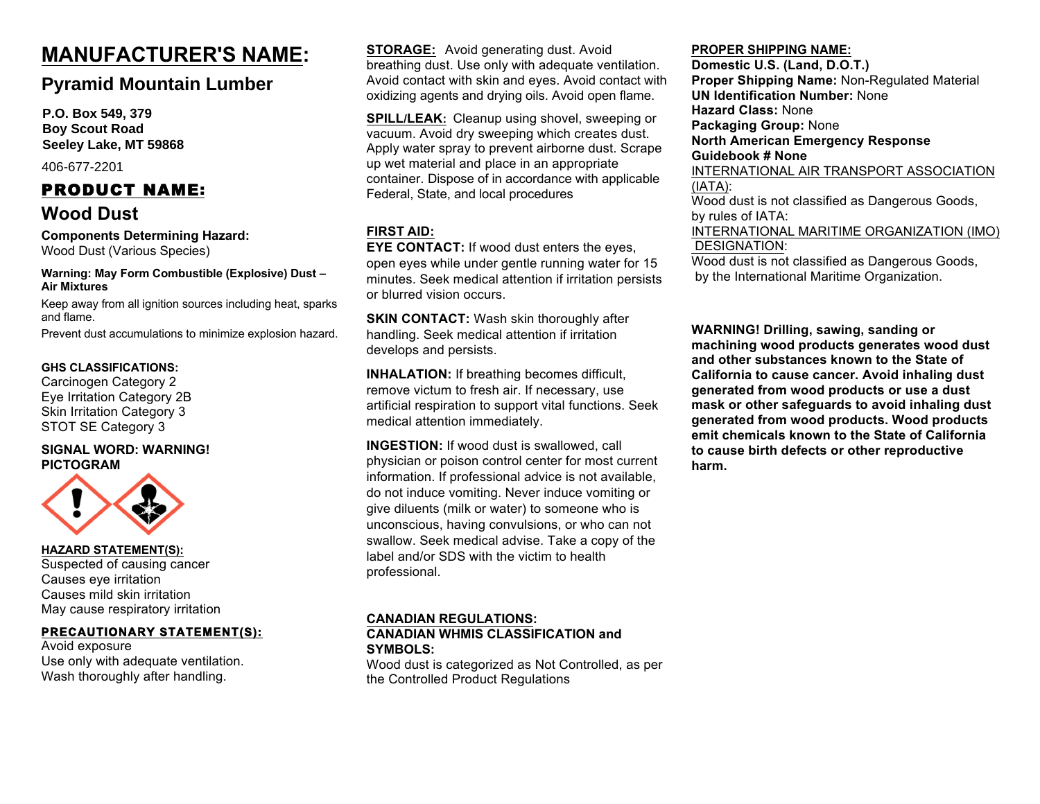# MANUFACTURER'S NAME:

## Pyramid Mountain Lumber

**P.O. Box 549, 379**
**Boy Scout Road**
**Seeley Lake, MT 59868**

406-677-2201

## PRODUCT NAME:

## Wood Dust

**Components Determining Hazard:**
Wood Dust (Various Species)

**Warning: May Form Combustible (Explosive) Dust – Air Mixtures**

Keep away from all ignition sources including heat, sparks and flame.

Prevent dust accumulations to minimize explosion hazard.

**GHS CLASSIFICATIONS:**
Carcinogen Category 2
Eye Irritation Category 2B
Skin Irritation Category 3
STOT SE Category 3

**SIGNAL WORD: WARNING!**
**PICTOGRAM**

**HAZARD STATEMENT(S):**
Suspected of causing cancer
Causes eye irritation
Causes mild skin irritation
May cause respiratory irritation

**PRECAUTIONARY STATEMENT(S):**
Avoid exposure
Use only with adequate ventilation.
Wash thoroughly after handling.

**STORAGE:** Avoid generating dust. Avoid breathing dust. Use only with adequate ventilation. Avoid contact with skin and eyes. Avoid contact with oxidizing agents and drying oils. Avoid open flame.

**SPILL/LEAK:** Cleanup using shovel, sweeping or vacuum. Avoid dry sweeping which creates dust. Apply water spray to prevent airborne dust. Scrape up wet material and place in an appropriate container. Dispose of in accordance with applicable Federal, State, and local procedures

**FIRST AID:**

**EYE CONTACT:** If wood dust enters the eyes, open eyes while under gentle running water for 15 minutes. Seek medical attention if irritation persists or blurred vision occurs.

**SKIN CONTACT:** Wash skin thoroughly after handling. Seek medical attention if irritation develops and persists.

**INHALATION:** If breathing becomes difficult, remove victum to fresh air. If necessary, use artificial respiration to support vital functions. Seek medical attention immediately.

**INGESTION:** If wood dust is swallowed, call physician or poison control center for most current information. If professional advice is not available, do not induce vomiting. Never induce vomiting or give diluents (milk or water) to someone who is unconscious, having convulsions, or who can not swallow. Seek medical advise. Take a copy of the label and/or SDS with the victim to health professional.

**CANADIAN REGULATIONS:**
**CANADIAN WHMIS CLASSIFICATION and SYMBOLS:**
Wood dust is categorized as Not Controlled, as per the Controlled Product Regulations

**PROPER SHIPPING NAME:**
**Domestic U.S. (Land, D.O.T.)**
**Proper Shipping Name:** Non-Regulated Material
**UN Identification Number:** None
**Hazard Class:** None
**Packaging Group:** None
**North American Emergency Response Guidebook # None**

INTERNATIONAL AIR TRANSPORT ASSOCIATION (IATA):
Wood dust is not classified as Dangerous Goods, by rules of IATA:

INTERNATIONAL MARITIME ORGANIZATION (IMO) DESIGNATION:
Wood dust is not classified as Dangerous Goods, by the International Maritime Organization.

**WARNING! Drilling, sawing, sanding or machining wood products generates wood dust and other substances known to the State of California to cause cancer. Avoid inhaling dust generated from wood products or use a dust mask or other safeguards to avoid inhaling dust generated from wood products. Wood products emit chemicals known to the State of California to cause birth defects or other reproductive harm.**